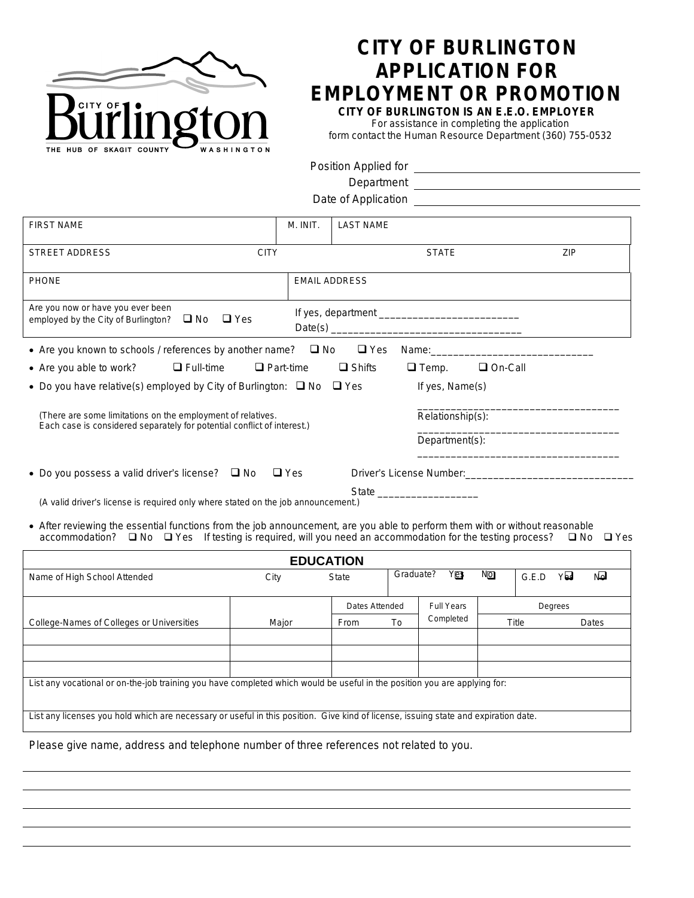# CITY OF BURLINGTON APPLICATION FOR EMPLOYMENT OR PROMOTION

**CITY OF BURLINGTON IS AN E.E.O. EMPLOYER**

For assistance in completing the application form contact the Human Resource Department (360) 755-0532

Position Applied for ______________________________

Department ______________________________

Date of Application ______________________________

| | | | | |
|---|---|---|---|---|
| FIRST NAME | | M. INIT. | LAST NAME | |
| STREET ADDRESS | CITY | | STATE | ZIP |
| PHONE | | EMAIL ADDRESS | | |
| Are you now or have you ever been employed by the City of Burlington? ❑ No ❑ Yes | | If yes, department _________________________ Date(s) _________________________________ | | |

- Are you known to schools / references by another name? ❑ No ❑ Yes Name:_____________________________
- Are you able to work? ❑ Full-time ❑ Part-time ❑ Shifts ❑ Temp. ❑ On-Call
- Do you have relative(s) employed by City of Burlington: ❑ No ❑ Yes If yes, Name(s) _____________________________________

  (There are some limitations on the employment of relatives. Each case is considered separately for potential conflict of interest.)

  Relationship(s): _____________________________________

  Department(s): _____________________________________

- Do you possess a valid driver's license? ❑ No ❑ Yes Driver's License Number:______________________________

  State __________________

  (A valid driver's license is required only where stated on the job announcement.)

- After reviewing the essential functions from the job announcement, are you able to perform them with or without reasonable accommodation? ❑ No ❑ Yes If testing is required, will you need an accommodation for the testing process? ❑ No ❑ Yes

## EDUCATION

| Name of High School Attended | City | State | Graduate? Yes ❑ No ❑ | G.E.D Yes ❑ No ❑ |
|---|---|---|---|---|
| | | | | |

| College-Names of Colleges or Universities | Major | Dates Attended From | Dates Attended To | Full Years Completed | Degrees Title | Degrees Dates |
|---|---|---|---|---|---|---|
| | | | | | | |
| | | | | | | |
| | | | | | | |

List any vocational or on-the-job training you have completed which would be useful in the position you are applying for:

List any licenses you hold which are necessary or useful in this position. Give kind of license, issuing state and expiration date.

Please give name, address and telephone number of three references not related to you.

_____________________________________________________________________________

_____________________________________________________________________________

_____________________________________________________________________________

_____________________________________________________________________________

_____________________________________________________________________________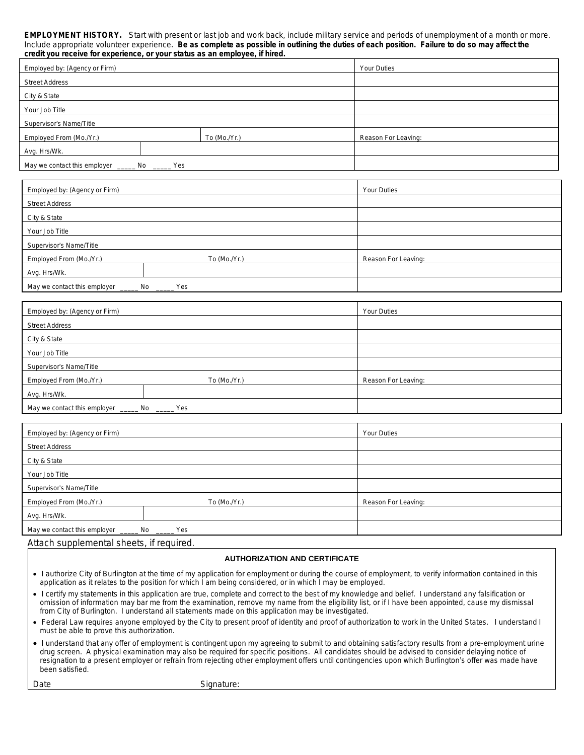**EMPLOYMENT HISTORY.** Start with present or last job and work back, include military service and periods of unemployment of a month or more. Include appropriate volunteer experience. **Be as complete as possible in outlining the duties of each position. Failure to do so may affect the credit you receive for experience, or your status as an employee, if hired.**

| | | |
|---|---|---|
| Employed by: (Agency or Firm) | | Your Duties |
| Street Address | | |
| City & State | | |
| Your Job Title | | |
| Supervisor's Name/Title | | |
| Employed From (Mo./Yr.) | To (Mo./Yr.) | Reason For Leaving: |
| Avg. Hrs/Wk. | | |
| May we contact this employer _____ No _____ Yes | | |

| | | |
|---|---|---|
| Employed by: (Agency or Firm) | | Your Duties |
| Street Address | | |
| City & State | | |
| Your Job Title | | |
| Supervisor's Name/Title | | |
| Employed From (Mo./Yr.) | To (Mo./Yr.) | Reason For Leaving: |
| Avg. Hrs/Wk. | | |
| May we contact this employer _____ No _____ Yes | | |

| | | |
|---|---|---|
| Employed by: (Agency or Firm) | | Your Duties |
| Street Address | | |
| City & State | | |
| Your Job Title | | |
| Supervisor's Name/Title | | |
| Employed From (Mo./Yr.) | To (Mo./Yr.) | Reason For Leaving: |
| Avg. Hrs/Wk. | | |
| May we contact this employer _____ No _____ Yes | | |

| | | |
|---|---|---|
| Employed by: (Agency or Firm) | | Your Duties |
| Street Address | | |
| City & State | | |
| Your Job Title | | |
| Supervisor's Name/Title | | |
| Employed From (Mo./Yr.) | To (Mo./Yr.) | Reason For Leaving: |
| Avg. Hrs/Wk. | | |
| May we contact this employer _____ No _____ Yes | | |

Attach supplemental sheets, if required.

**AUTHORIZATION AND CERTIFICATE**

- I authorize City of Burlington at the time of my application for employment or during the course of employment, to verify information contained in this application as it relates to the position for which I am being considered, or in which I may be employed.
- I certify my statements in this application are true, complete and correct to the best of my knowledge and belief. I understand any falsification or omission of information may bar me from the examination, remove my name from the eligibility list, or if I have been appointed, cause my dismissal from City of Burlington. I understand all statements made on this application may be investigated.
- Federal Law requires anyone employed by the City to present proof of identity and proof of authorization to work in the United States. I understand I must be able to prove this authorization.
- I understand that any offer of employment is contingent upon my agreeing to submit to and obtaining satisfactory results from a pre-employment urine drug screen. A physical examination may also be required for specific positions. All candidates should be advised to consider delaying notice of resignation to a present employer or refrain from rejecting other employment offers until contingencies upon which Burlington's offer was made have been satisfied.

Date Signature: